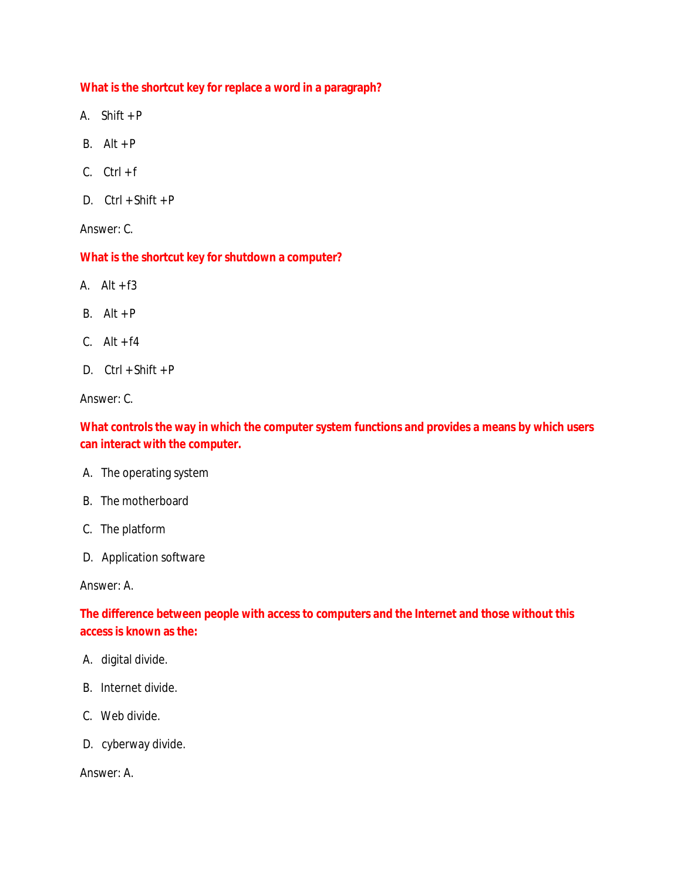**What is the shortcut key for replace a word in a paragraph?**

A. Shift + P

B. Alt + P

C. Ctrl + f

D. Ctrl + Shift + P

Answer: C.

**What is the shortcut key for shutdown a computer?**

A. Alt + f3

B. Alt + P

C. Alt + f4

D. Ctrl + Shift + P

Answer: C.

**What controls the way in which the computer system functions and provides a means by which users can interact with the computer.**

A. The operating system

B. The motherboard

C. The platform

D. Application software

Answer: A.

**The difference between people with access to computers and the Internet and those without this access is known as the:**

A. digital divide.

B. Internet divide.

C. Web divide.

D. cyberway divide.

Answer: A.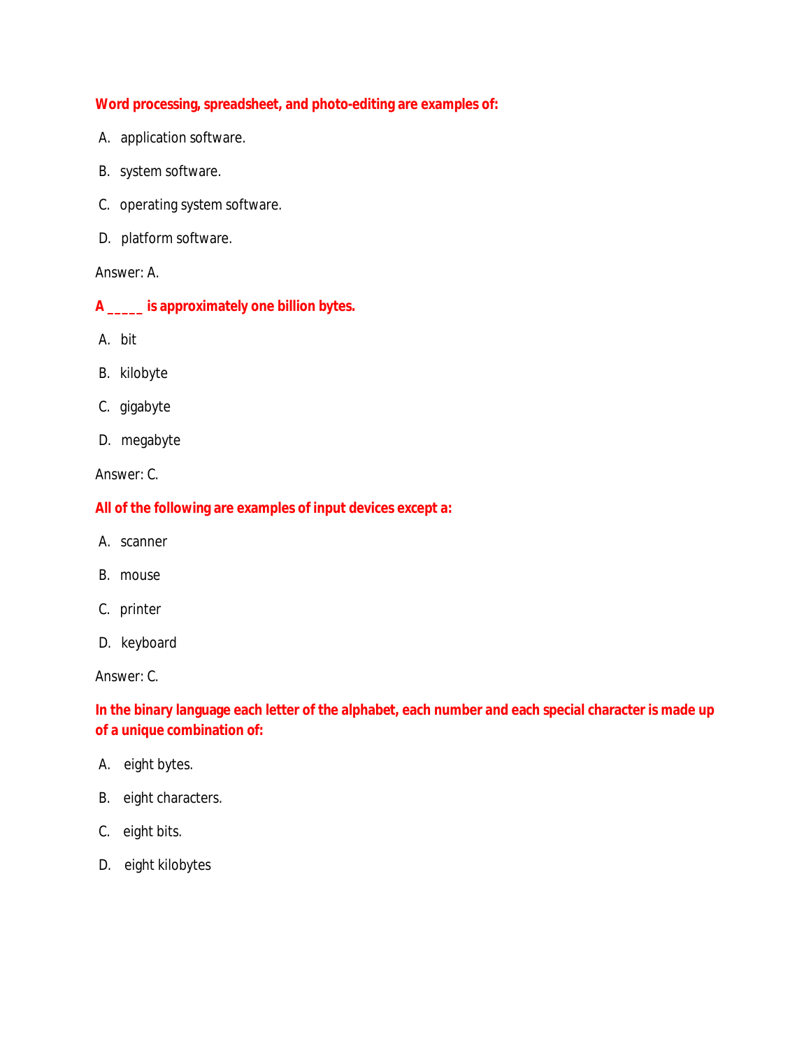**Word processing, spreadsheet, and photo-editing are examples of:**

A. application software.

B. system software.

C. operating system software.

D. platform software.

Answer: A.

**A _____ is approximately one billion bytes.**

A. bit

B. kilobyte

C. gigabyte

D. megabyte

Answer: C.

**All of the following are examples of input devices except a:**

A. scanner

B. mouse

C. printer

D. keyboard

Answer: C.

**In the binary language each letter of the alphabet, each number and each special character is made up of a unique combination of:**

A. eight bytes.

B. eight characters.

C. eight bits.

D. eight kilobytes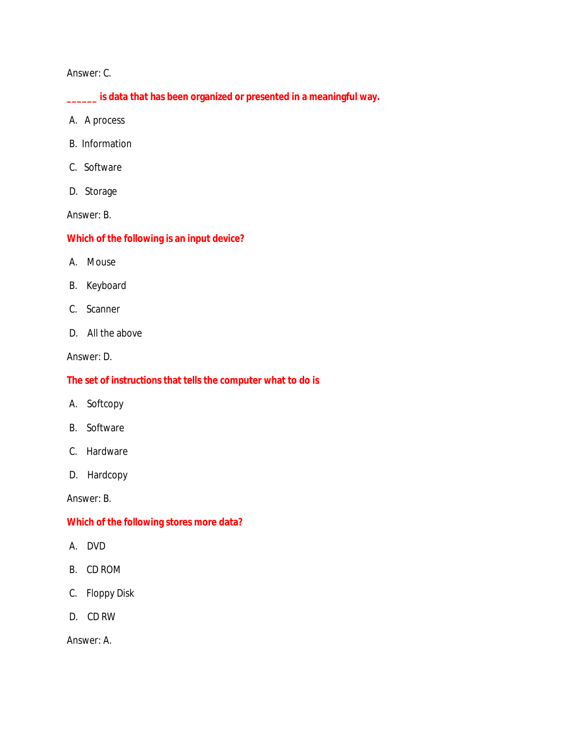Answer: C.

**______ is data that has been organized or presented in a meaningful way.**

A. A process

B. Information

C. Software

D. Storage

Answer: B.

**Which of the following is an input device?**

A. Mouse

B. Keyboard

C. Scanner

D. All the above

Answer: D.

**The set of instructions that tells the computer what to do is**

A. Softcopy

B. Software

C. Hardware

D. Hardcopy

Answer: B.

**Which of the following stores more data?**

A. DVD

B. CD ROM

C. Floppy Disk

D. CD RW

Answer: A.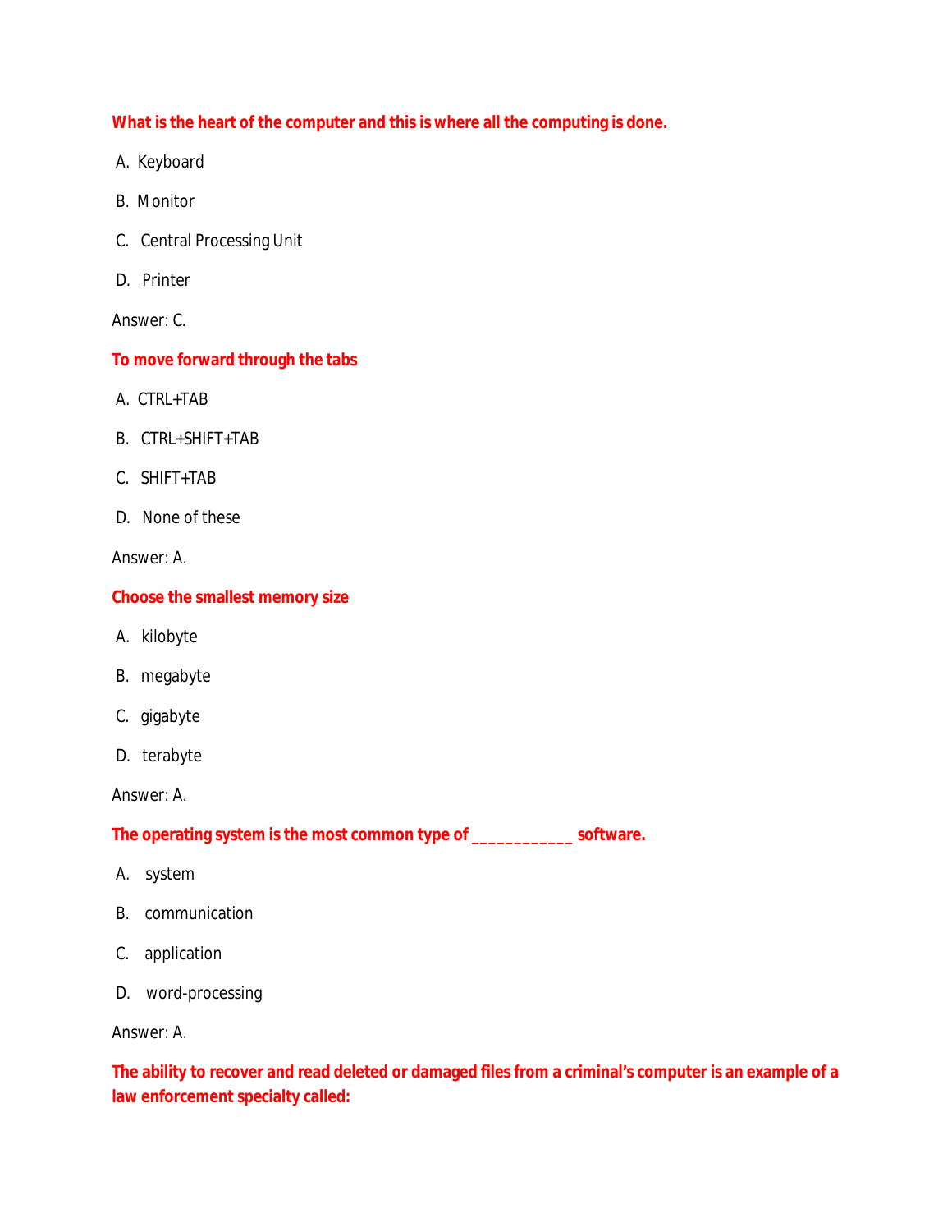**What is the heart of the computer and this is where all the computing is done.**

A. Keyboard

B. Monitor

C. Central Processing Unit

D. Printer

Answer: C.

**To move forward through the tabs**

A. CTRL+TAB

B. CTRL+SHIFT+TAB

C. SHIFT+TAB

D. None of these

Answer: A.

**Choose the smallest memory size**

A. kilobyte

B. megabyte

C. gigabyte

D. terabyte

Answer: A.

**The operating system is the most common type of ___________ software.**

A. system

B. communication

C. application

D. word-processing

Answer: A.

**The ability to recover and read deleted or damaged files from a criminal's computer is an example of a law enforcement specialty called:**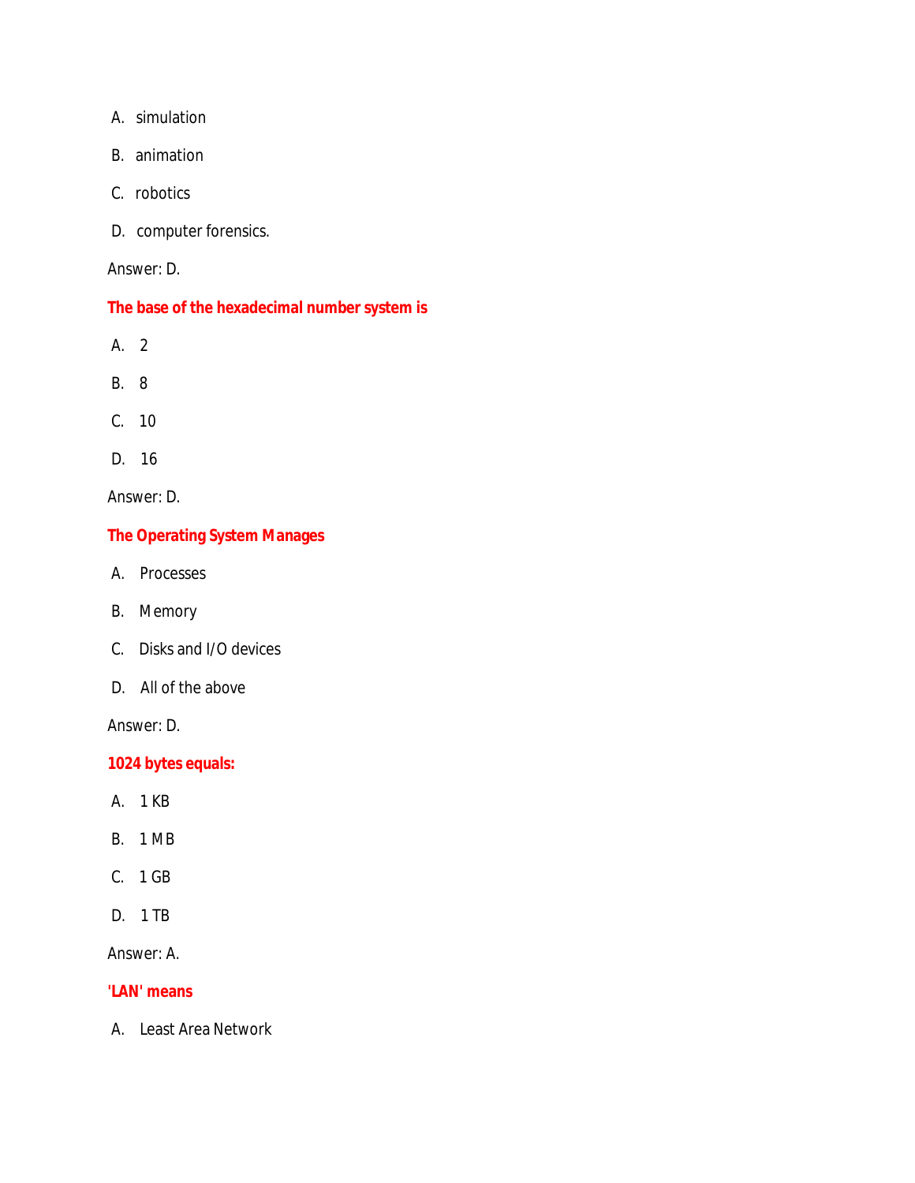A. simulation

B. animation

C. robotics

D. computer forensics.

Answer: D.

**The base of the hexadecimal number system is**

A. 2

B. 8

C. 10

D. 16

Answer: D.

**The Operating System Manages**

A. Processes

B. Memory

C. Disks and I/O devices

D. All of the above

Answer: D.

**1024 bytes equals:**

A. 1 KB

B. 1 MB

C. 1 GB

D. 1 TB

Answer: A.

**'LAN' means**

A. Least Area Network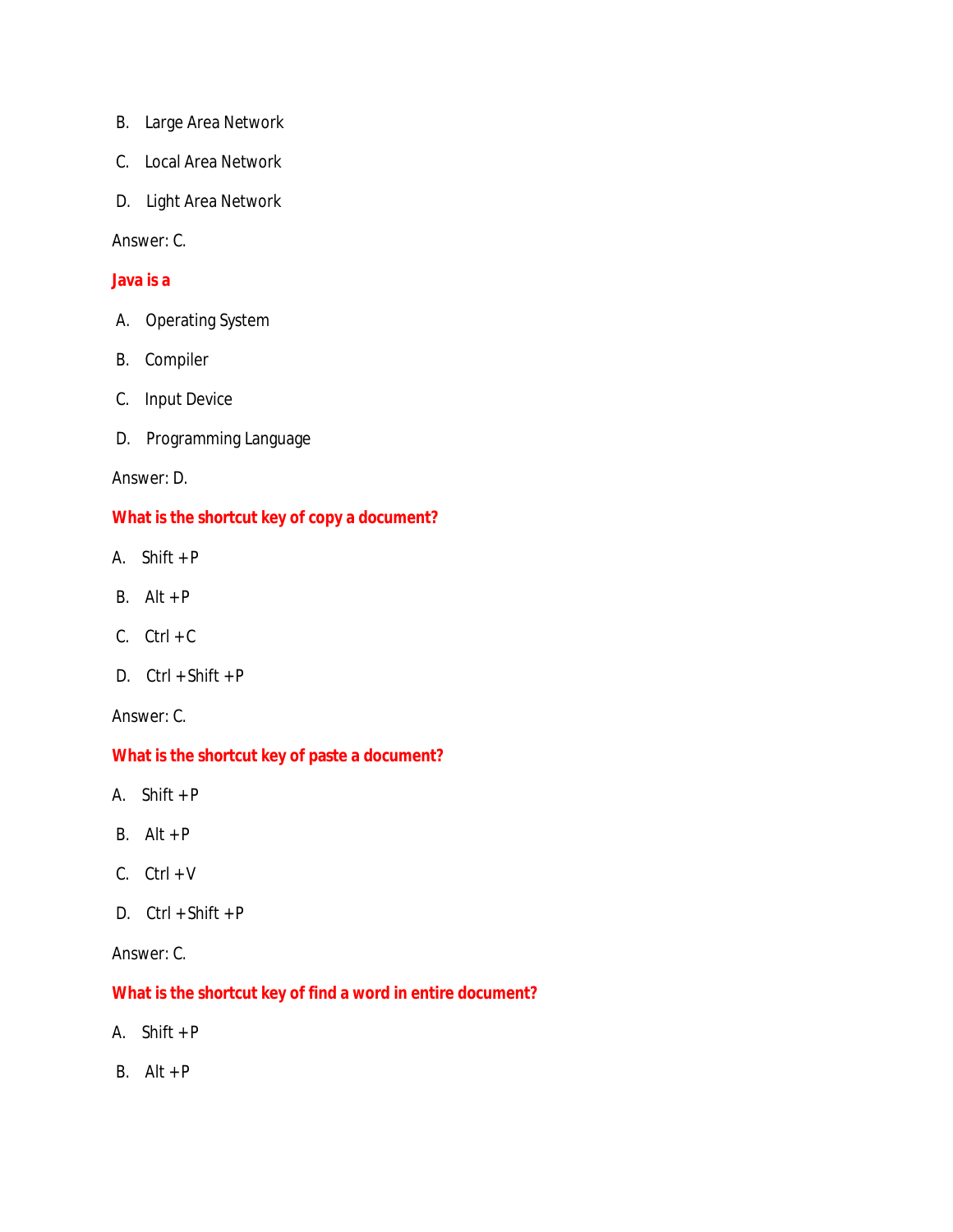B. Large Area Network

C. Local Area Network

D. Light Area Network

Answer: C.

**Java is a**

A. Operating System

B. Compiler

C. Input Device

D. Programming Language

Answer: D.

**What is the shortcut key of copy a document?**

A. Shift + P

B. Alt + P

C. Ctrl + C

D. Ctrl + Shift + P

Answer: C.

**What is the shortcut key of paste a document?**

A. Shift + P

B. Alt + P

C. Ctrl + V

D. Ctrl + Shift + P

Answer: C.

**What is the shortcut key of find a word in entire document?**

A. Shift + P

B. Alt + P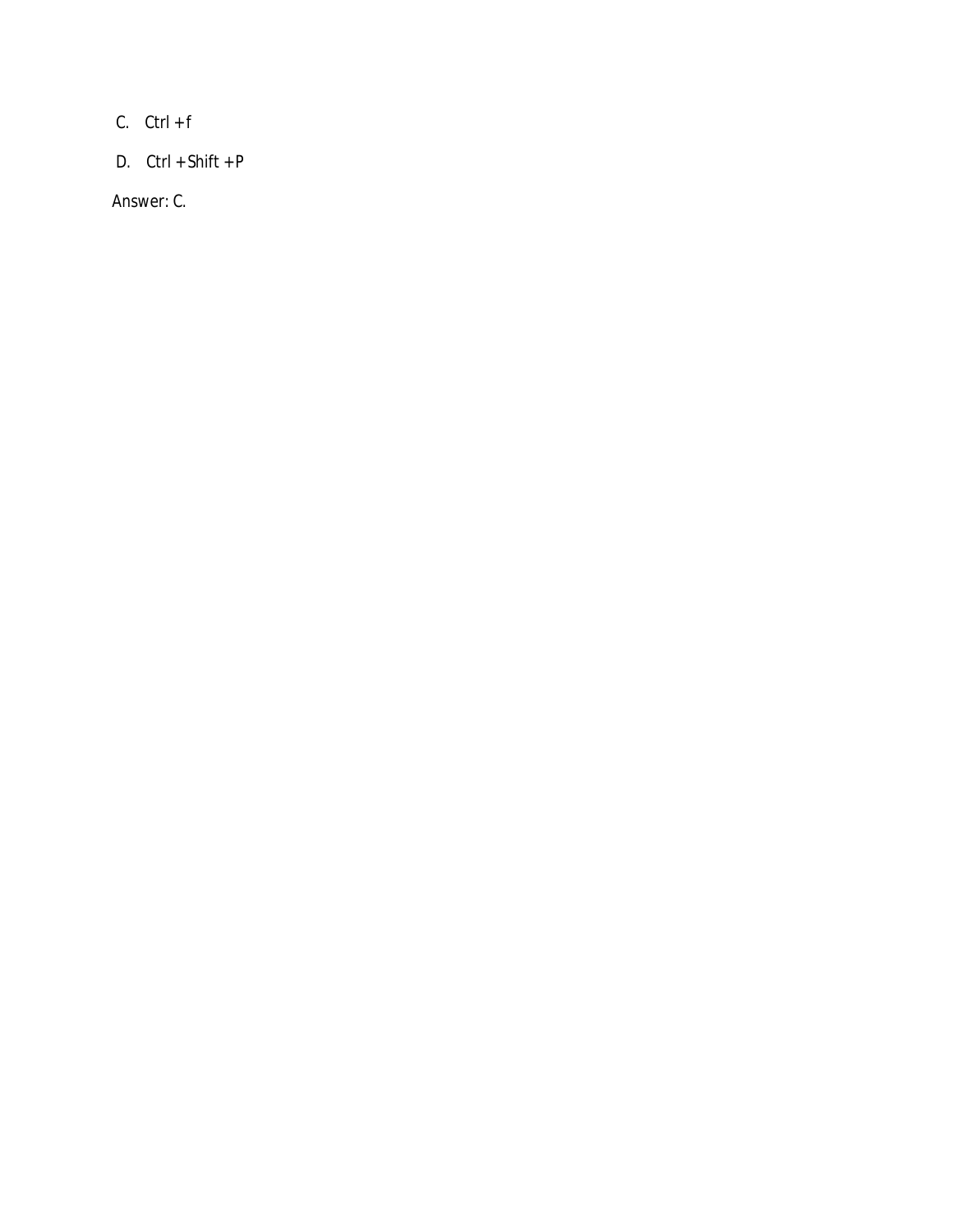C. Ctrl + f

D. Ctrl + Shift + P

Answer: C.